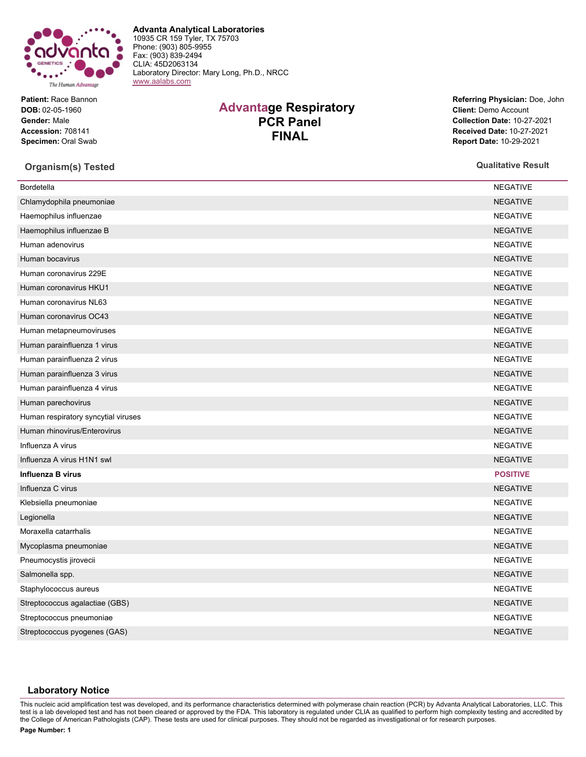**Advanta Analytical Laboratories**
10935 CR 159 Tyler, TX 75703
Phone: (903) 805-9955
Fax: (903) 839-2494
CLIA: 45D2063134
Laboratory Director: Mary Long, Ph.D., NRCC
www.aalabs.com

**Patient:** Race Bannon
**DOB:** 02-05-1960
**Gender:** Male
**Accession:** 708141
**Specimen:** Oral Swab

# Advantage Respiratory PCR Panel FINAL

**Referring Physician:** Doe, John
**Client:** Demo Account
**Collection Date:** 10-27-2021
**Received Date:** 10-27-2021
**Report Date:** 10-29-2021

| Organism(s) Tested | Qualitative Result |
|---|---|
| Bordetella | NEGATIVE |
| Chlamydophila pneumoniae | NEGATIVE |
| Haemophilus influenzae | NEGATIVE |
| Haemophilus influenzae B | NEGATIVE |
| Human adenovirus | NEGATIVE |
| Human bocavirus | NEGATIVE |
| Human coronavirus 229E | NEGATIVE |
| Human coronavirus HKU1 | NEGATIVE |
| Human coronavirus NL63 | NEGATIVE |
| Human coronavirus OC43 | NEGATIVE |
| Human metapneumoviruses | NEGATIVE |
| Human parainfluenza 1 virus | NEGATIVE |
| Human parainfluenza 2 virus | NEGATIVE |
| Human parainfluenza 3 virus | NEGATIVE |
| Human parainfluenza 4 virus | NEGATIVE |
| Human parechovirus | NEGATIVE |
| Human respiratory syncytial viruses | NEGATIVE |
| Human rhinovirus/Enterovirus | NEGATIVE |
| Influenza A virus | NEGATIVE |
| Influenza A virus H1N1 swl | NEGATIVE |
| **Influenza B virus** | **POSITIVE** |
| Influenza C virus | NEGATIVE |
| Klebsiella pneumoniae | NEGATIVE |
| Legionella | NEGATIVE |
| Moraxella catarrhalis | NEGATIVE |
| Mycoplasma pneumoniae | NEGATIVE |
| Pneumocystis jirovecii | NEGATIVE |
| Salmonella spp. | NEGATIVE |
| Staphylococcus aureus | NEGATIVE |
| Streptococcus agalactiae (GBS) | NEGATIVE |
| Streptococcus pneumoniae | NEGATIVE |
| Streptococcus pyogenes (GAS) | NEGATIVE |

## Laboratory Notice

This nucleic acid amplification test was developed, and its performance characteristics determined with polymerase chain reaction (PCR) by Advanta Analytical Laboratories, LLC. This test is a lab developed test and has not been cleared or approved by the FDA. This laboratory is regulated under CLIA as qualified to perform high complexity testing and accredited by the College of American Pathologists (CAP). These tests are used for clinical purposes. They should not be regarded as investigational or for research purposes.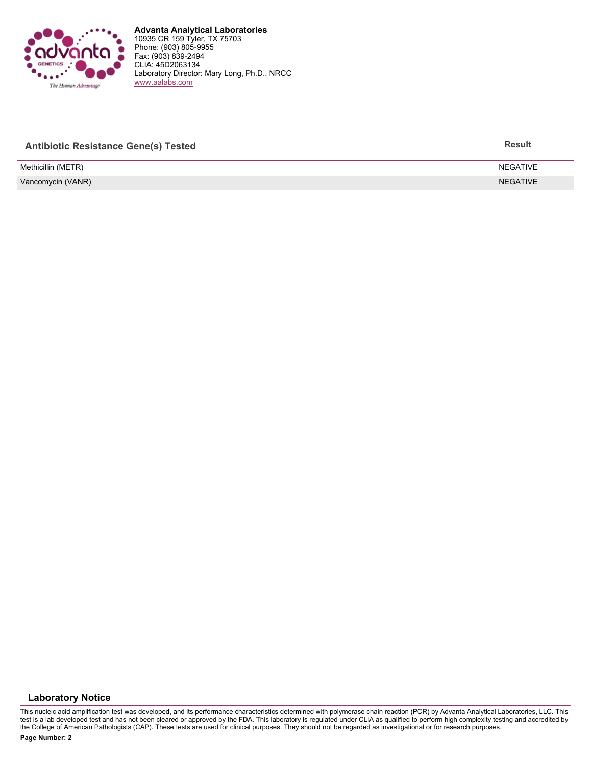**Advanta Analytical Laboratories**
10935 CR 159 Tyler, TX 75703
Phone: (903) 805-9955
Fax: (903) 839-2494
CLIA: 45D2063134
Laboratory Director: Mary Long, Ph.D., NRCC
www.aalabs.com

| Antibiotic Resistance Gene(s) Tested | Result |
|---|---|
| Methicillin (METR) | NEGATIVE |
| Vancomycin (VANR) | NEGATIVE |

## Laboratory Notice

This nucleic acid amplification test was developed, and its performance characteristics determined with polymerase chain reaction (PCR) by Advanta Analytical Laboratories, LLC. This test is a lab developed test and has not been cleared or approved by the FDA. This laboratory is regulated under CLIA as qualified to perform high complexity testing and accredited by the College of American Pathologists (CAP). These tests are used for clinical purposes. They should not be regarded as investigational or for research purposes.